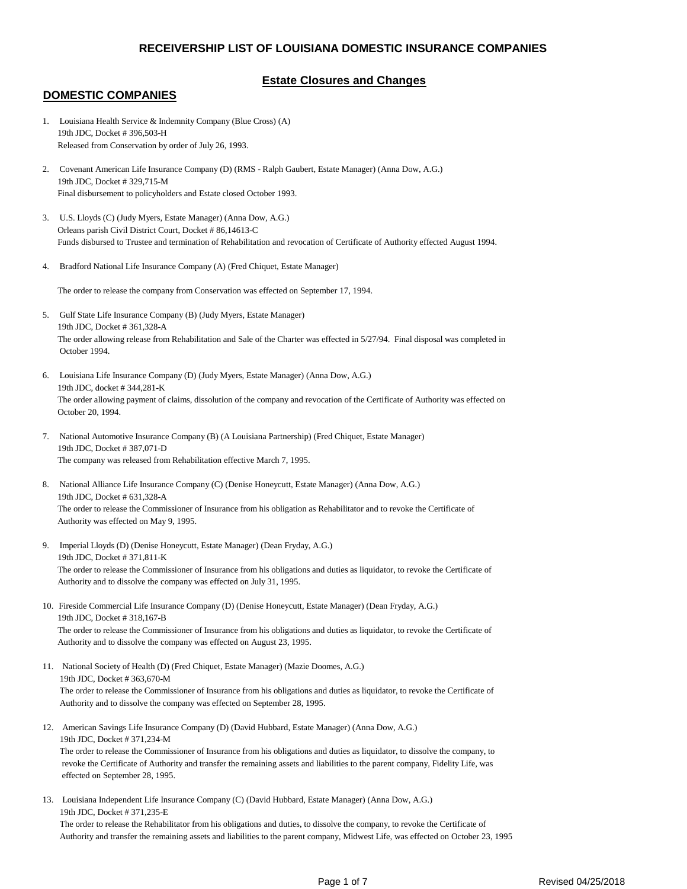# RECEIVERSHIP LIST OF LOUISIANA DOMESTIC INSURANCE COMPANIES

## Estate Closures and Changes

## DOMESTIC COMPANIES

1. Louisiana Health Service & Indemnity Company (Blue Cross) (A)
   19th JDC, Docket # 396,503-H
   Released from Conservation by order of July 26, 1993.

2. Covenant American Life Insurance Company (D) (RMS - Ralph Gaubert, Estate Manager) (Anna Dow, A.G.)
   19th JDC, Docket # 329,715-M
   Final disbursement to policyholders and Estate closed October 1993.

3. U.S. Lloyds (C) (Judy Myers, Estate Manager) (Anna Dow, A.G.)
   Orleans parish Civil District Court, Docket # 86,14613-C
   Funds disbursed to Trustee and termination of Rehabilitation and revocation of Certificate of Authority effected August 1994.

4. Bradford National Life Insurance Company (A) (Fred Chiquet, Estate Manager)

   The order to release the company from Conservation was effected on September 17, 1994.

5. Gulf State Life Insurance Company (B) (Judy Myers, Estate Manager)
   19th JDC, Docket # 361,328-A
   The order allowing release from Rehabilitation and Sale of the Charter was effected in 5/27/94. Final disposal was completed in October 1994.

6. Louisiana Life Insurance Company (D) (Judy Myers, Estate Manager) (Anna Dow, A.G.)
   19th JDC, docket # 344,281-K
   The order allowing payment of claims, dissolution of the company and revocation of the Certificate of Authority was effected on October 20, 1994.

7. National Automotive Insurance Company (B) (A Louisiana Partnership) (Fred Chiquet, Estate Manager)
   19th JDC, Docket # 387,071-D
   The company was released from Rehabilitation effective March 7, 1995.

8. National Alliance Life Insurance Company (C) (Denise Honeycutt, Estate Manager) (Anna Dow, A.G.)
   19th JDC, Docket # 631,328-A
   The order to release the Commissioner of Insurance from his obligation as Rehabilitator and to revoke the Certificate of Authority was effected on May 9, 1995.

9. Imperial Lloyds (D) (Denise Honeycutt, Estate Manager) (Dean Fryday, A.G.)
   19th JDC, Docket # 371,811-K
   The order to release the Commissioner of Insurance from his obligations and duties as liquidator, to revoke the Certificate of Authority and to dissolve the company was effected on July 31, 1995.

10. Fireside Commercial Life Insurance Company (D) (Denise Honeycutt, Estate Manager) (Dean Fryday, A.G.)
    19th JDC, Docket # 318,167-B
    The order to release the Commissioner of Insurance from his obligations and duties as liquidator, to revoke the Certificate of Authority and to dissolve the company was effected on August 23, 1995.

11. National Society of Health (D) (Fred Chiquet, Estate Manager) (Mazie Doomes, A.G.)
    19th JDC, Docket # 363,670-M
    The order to release the Commissioner of Insurance from his obligations and duties as liquidator, to revoke the Certificate of Authority and to dissolve the company was effected on September 28, 1995.

12. American Savings Life Insurance Company (D) (David Hubbard, Estate Manager) (Anna Dow, A.G.)
    19th JDC, Docket # 371,234-M
    The order to release the Commissioner of Insurance from his obligations and duties as liquidator, to dissolve the company, to revoke the Certificate of Authority and transfer the remaining assets and liabilities to the parent company, Fidelity Life, was effected on September 28, 1995.

13. Louisiana Independent Life Insurance Company (C) (David Hubbard, Estate Manager) (Anna Dow, A.G.)
    19th JDC, Docket # 371,235-E
    The order to release the Rehabilitator from his obligations and duties, to dissolve the company, to revoke the Certificate of Authority and transfer the remaining assets and liabilities to the parent company, Midwest Life, was effected on October 23, 1995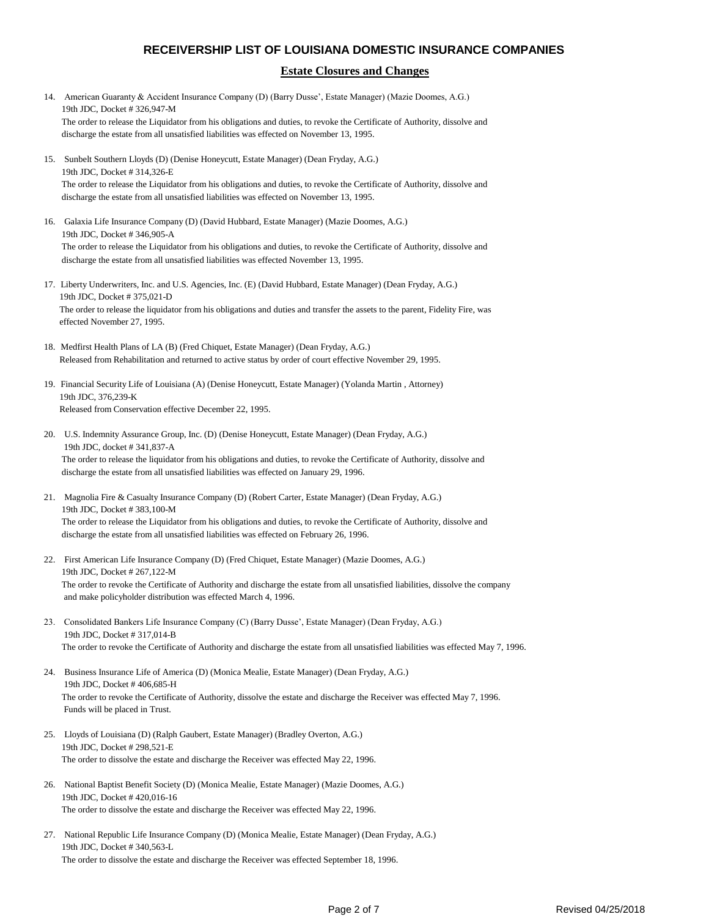## RECEIVERSHIP LIST OF LOUISIANA DOMESTIC INSURANCE COMPANIES

### Estate Closures and Changes

14. American Guaranty & Accident Insurance Company (D) (Barry Dusse', Estate Manager) (Mazie Doomes, A.G.)
    19th JDC, Docket # 326,947-M
    The order to release the Liquidator from his obligations and duties, to revoke the Certificate of Authority, dissolve and discharge the estate from all unsatisfied liabilities was effected on November 13, 1995.

15. Sunbelt Southern Lloyds (D) (Denise Honeycutt, Estate Manager) (Dean Fryday, A.G.)
    19th JDC, Docket # 314,326-E
    The order to release the Liquidator from his obligations and duties, to revoke the Certificate of Authority, dissolve and discharge the estate from all unsatisfied liabilities was effected on November 13, 1995.

16. Galaxia Life Insurance Company (D) (David Hubbard, Estate Manager) (Mazie Doomes, A.G.)
    19th JDC, Docket # 346,905-A
    The order to release the Liquidator from his obligations and duties, to revoke the Certificate of Authority, dissolve and discharge the estate from all unsatisfied liabilities was effected November 13, 1995.

17. Liberty Underwriters, Inc. and U.S. Agencies, Inc. (E) (David Hubbard, Estate Manager) (Dean Fryday, A.G.)
    19th JDC, Docket # 375,021-D
    The order to release the liquidator from his obligations and duties and transfer the assets to the parent, Fidelity Fire, was effected November 27, 1995.

18. Medfirst Health Plans of LA (B) (Fred Chiquet, Estate Manager) (Dean Fryday, A.G.)
    Released from Rehabilitation and returned to active status by order of court effective November 29, 1995.

19. Financial Security Life of Louisiana (A) (Denise Honeycutt, Estate Manager) (Yolanda Martin , Attorney)
    19th JDC, 376,239-K
    Released from Conservation effective December 22, 1995.

20. U.S. Indemnity Assurance Group, Inc. (D) (Denise Honeycutt, Estate Manager) (Dean Fryday, A.G.)
    19th JDC, docket # 341,837-A
    The order to release the liquidator from his obligations and duties, to revoke the Certificate of Authority, dissolve and discharge the estate from all unsatisfied liabilities was effected on January 29, 1996.

21. Magnolia Fire & Casualty Insurance Company (D) (Robert Carter, Estate Manager) (Dean Fryday, A.G.)
    19th JDC, Docket # 383,100-M
    The order to release the Liquidator from his obligations and duties, to revoke the Certificate of Authority, dissolve and discharge the estate from all unsatisfied liabilities was effected on February 26, 1996.

22. First American Life Insurance Company (D) (Fred Chiquet, Estate Manager) (Mazie Doomes, A.G.)
    19th JDC, Docket # 267,122-M
    The order to revoke the Certificate of Authority and discharge the estate from all unsatisfied liabilities, dissolve the company and make policyholder distribution was effected March 4, 1996.

23. Consolidated Bankers Life Insurance Company (C) (Barry Dusse', Estate Manager) (Dean Fryday, A.G.)
    19th JDC, Docket # 317,014-B
    The order to revoke the Certificate of Authority and discharge the estate from all unsatisfied liabilities was effected May 7, 1996.

24. Business Insurance Life of America (D) (Monica Mealie, Estate Manager) (Dean Fryday, A.G.)
    19th JDC, Docket # 406,685-H
    The order to revoke the Certificate of Authority, dissolve the estate and discharge the Receiver was effected May 7, 1996. Funds will be placed in Trust.

25. Lloyds of Louisiana (D) (Ralph Gaubert, Estate Manager) (Bradley Overton, A.G.)
    19th JDC, Docket # 298,521-E
    The order to dissolve the estate and discharge the Receiver was effected May 22, 1996.

26. National Baptist Benefit Society (D) (Monica Mealie, Estate Manager) (Mazie Doomes, A.G.)
    19th JDC, Docket # 420,016-16
    The order to dissolve the estate and discharge the Receiver was effected May 22, 1996.

27. National Republic Life Insurance Company (D) (Monica Mealie, Estate Manager) (Dean Fryday, A.G.)
    19th JDC, Docket # 340,563-L
    The order to dissolve the estate and discharge the Receiver was effected September 18, 1996.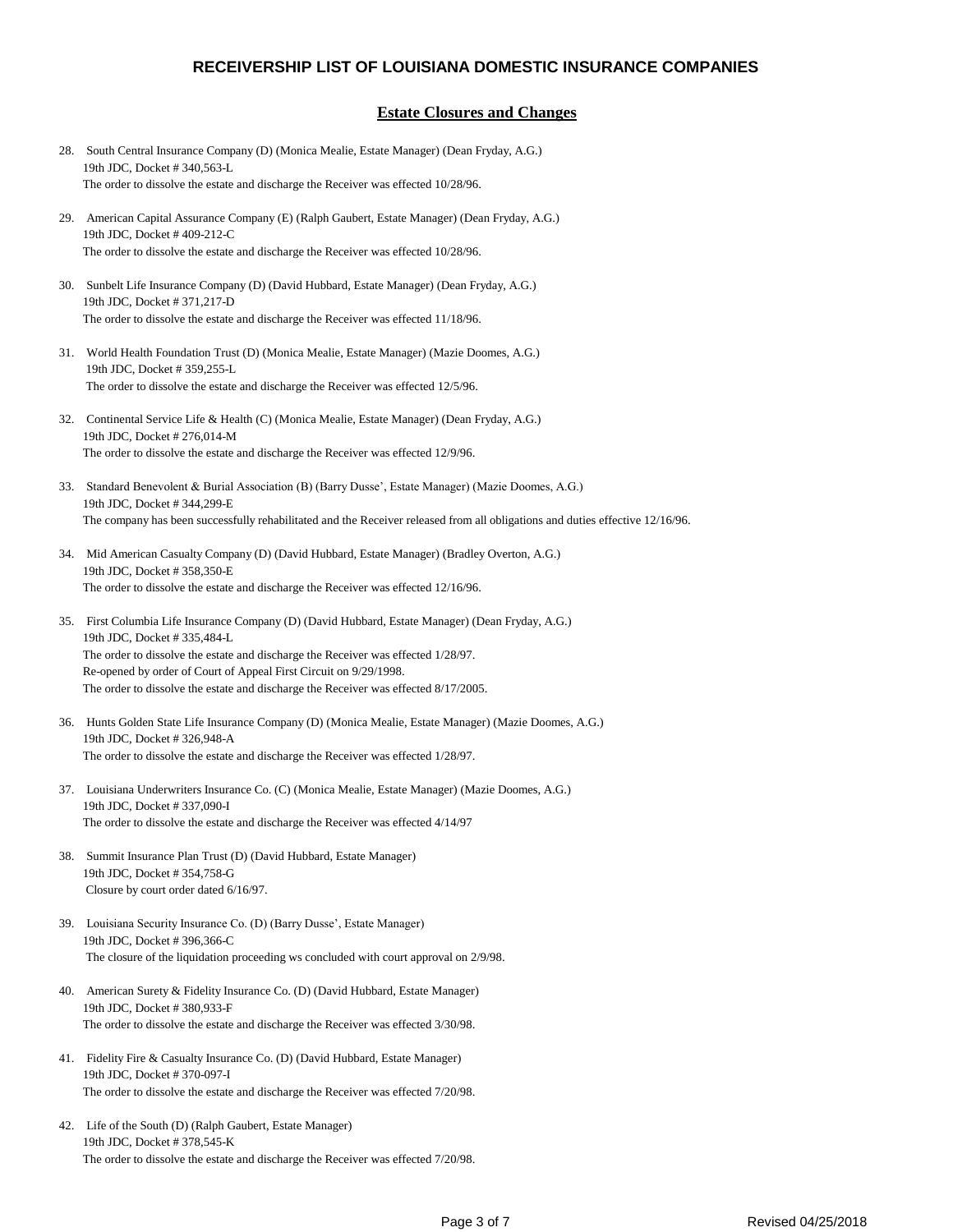# RECEIVERSHIP LIST OF LOUISIANA DOMESTIC INSURANCE COMPANIES

## Estate Closures and Changes

28. South Central Insurance Company (D) (Monica Mealie, Estate Manager) (Dean Fryday, A.G.)
    19th JDC, Docket # 340,563-L
    The order to dissolve the estate and discharge the Receiver was effected 10/28/96.

29. American Capital Assurance Company (E) (Ralph Gaubert, Estate Manager) (Dean Fryday, A.G.)
    19th JDC, Docket # 409-212-C
    The order to dissolve the estate and discharge the Receiver was effected 10/28/96.

30. Sunbelt Life Insurance Company (D) (David Hubbard, Estate Manager) (Dean Fryday, A.G.)
    19th JDC, Docket # 371,217-D
    The order to dissolve the estate and discharge the Receiver was effected 11/18/96.

31. World Health Foundation Trust (D) (Monica Mealie, Estate Manager) (Mazie Doomes, A.G.)
    19th JDC, Docket # 359,255-L
    The order to dissolve the estate and discharge the Receiver was effected 12/5/96.

32. Continental Service Life & Health (C) (Monica Mealie, Estate Manager) (Dean Fryday, A.G.)
    19th JDC, Docket # 276,014-M
    The order to dissolve the estate and discharge the Receiver was effected 12/9/96.

33. Standard Benevolent & Burial Association (B) (Barry Dusse', Estate Manager) (Mazie Doomes, A.G.)
    19th JDC, Docket # 344,299-E
    The company has been successfully rehabilitated and the Receiver released from all obligations and duties effective 12/16/96.

34. Mid American Casualty Company (D) (David Hubbard, Estate Manager) (Bradley Overton, A.G.)
    19th JDC, Docket # 358,350-E
    The order to dissolve the estate and discharge the Receiver was effected 12/16/96.

35. First Columbia Life Insurance Company (D) (David Hubbard, Estate Manager) (Dean Fryday, A.G.)
    19th JDC, Docket # 335,484-L
    The order to dissolve the estate and discharge the Receiver was effected 1/28/97.
    Re-opened by order of Court of Appeal First Circuit on 9/29/1998.
    The order to dissolve the estate and discharge the Receiver was effected 8/17/2005.

36. Hunts Golden State Life Insurance Company (D) (Monica Mealie, Estate Manager) (Mazie Doomes, A.G.)
    19th JDC, Docket # 326,948-A
    The order to dissolve the estate and discharge the Receiver was effected 1/28/97.

37. Louisiana Underwriters Insurance Co. (C) (Monica Mealie, Estate Manager) (Mazie Doomes, A.G.)
    19th JDC, Docket # 337,090-I
    The order to dissolve the estate and discharge the Receiver was effected 4/14/97

38. Summit Insurance Plan Trust (D) (David Hubbard, Estate Manager)
    19th JDC, Docket # 354,758-G
    Closure by court order dated 6/16/97.

39. Louisiana Security Insurance Co. (D) (Barry Dusse', Estate Manager)
    19th JDC, Docket # 396,366-C
    The closure of the liquidation proceeding ws concluded with court approval on 2/9/98.

40. American Surety & Fidelity Insurance Co. (D) (David Hubbard, Estate Manager)
    19th JDC, Docket # 380,933-F
    The order to dissolve the estate and discharge the Receiver was effected 3/30/98.

41. Fidelity Fire & Casualty Insurance Co. (D) (David Hubbard, Estate Manager)
    19th JDC, Docket # 370-097-I
    The order to dissolve the estate and discharge the Receiver was effected 7/20/98.

42. Life of the South (D) (Ralph Gaubert, Estate Manager)
    19th JDC, Docket # 378,545-K
    The order to dissolve the estate and discharge the Receiver was effected 7/20/98.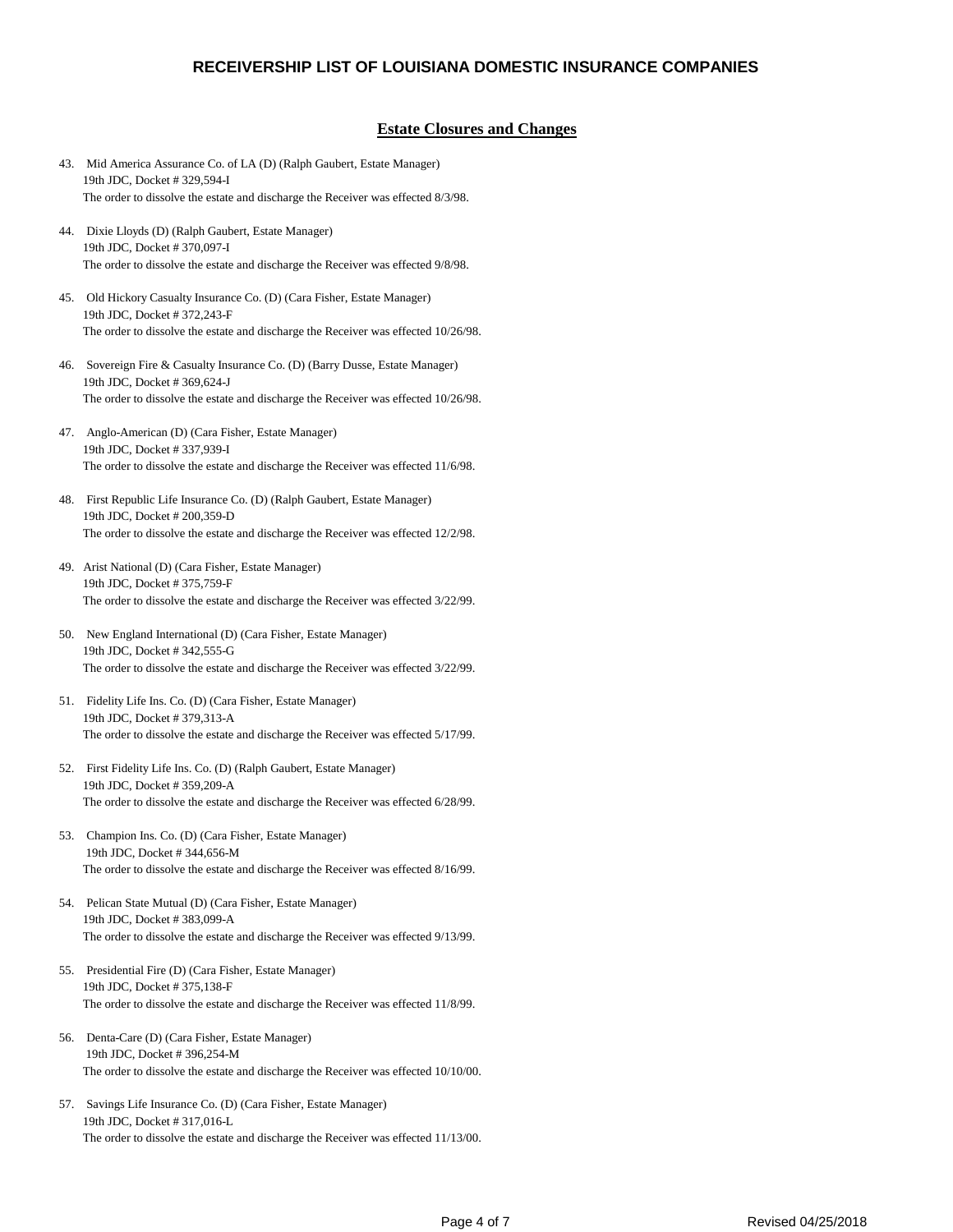# RECEIVERSHIP LIST OF LOUISIANA DOMESTIC INSURANCE COMPANIES

## Estate Closures and Changes

43. Mid America Assurance Co. of LA (D) (Ralph Gaubert, Estate Manager)
    19th JDC, Docket # 329,594-I
    The order to dissolve the estate and discharge the Receiver was effected 8/3/98.

44. Dixie Lloyds (D) (Ralph Gaubert, Estate Manager)
    19th JDC, Docket # 370,097-I
    The order to dissolve the estate and discharge the Receiver was effected 9/8/98.

45. Old Hickory Casualty Insurance Co. (D) (Cara Fisher, Estate Manager)
    19th JDC, Docket # 372,243-F
    The order to dissolve the estate and discharge the Receiver was effected 10/26/98.

46. Sovereign Fire & Casualty Insurance Co. (D) (Barry Dusse, Estate Manager)
    19th JDC, Docket # 369,624-J
    The order to dissolve the estate and discharge the Receiver was effected 10/26/98.

47. Anglo-American (D) (Cara Fisher, Estate Manager)
    19th JDC, Docket # 337,939-I
    The order to dissolve the estate and discharge the Receiver was effected 11/6/98.

48. First Republic Life Insurance Co. (D) (Ralph Gaubert, Estate Manager)
    19th JDC, Docket # 200,359-D
    The order to dissolve the estate and discharge the Receiver was effected 12/2/98.

49. Arist National (D) (Cara Fisher, Estate Manager)
    19th JDC, Docket # 375,759-F
    The order to dissolve the estate and discharge the Receiver was effected 3/22/99.

50. New England International (D) (Cara Fisher, Estate Manager)
    19th JDC, Docket # 342,555-G
    The order to dissolve the estate and discharge the Receiver was effected 3/22/99.

51. Fidelity Life Ins. Co. (D) (Cara Fisher, Estate Manager)
    19th JDC, Docket # 379,313-A
    The order to dissolve the estate and discharge the Receiver was effected 5/17/99.

52. First Fidelity Life Ins. Co. (D) (Ralph Gaubert, Estate Manager)
    19th JDC, Docket # 359,209-A
    The order to dissolve the estate and discharge the Receiver was effected 6/28/99.

53. Champion Ins. Co. (D) (Cara Fisher, Estate Manager)
    19th JDC, Docket # 344,656-M
    The order to dissolve the estate and discharge the Receiver was effected 8/16/99.

54. Pelican State Mutual (D) (Cara Fisher, Estate Manager)
    19th JDC, Docket # 383,099-A
    The order to dissolve the estate and discharge the Receiver was effected 9/13/99.

55. Presidential Fire (D) (Cara Fisher, Estate Manager)
    19th JDC, Docket # 375,138-F
    The order to dissolve the estate and discharge the Receiver was effected 11/8/99.

56. Denta-Care (D) (Cara Fisher, Estate Manager)
    19th JDC, Docket # 396,254-M
    The order to dissolve the estate and discharge the Receiver was effected 10/10/00.

57. Savings Life Insurance Co. (D) (Cara Fisher, Estate Manager)
    19th JDC, Docket # 317,016-L
    The order to dissolve the estate and discharge the Receiver was effected 11/13/00.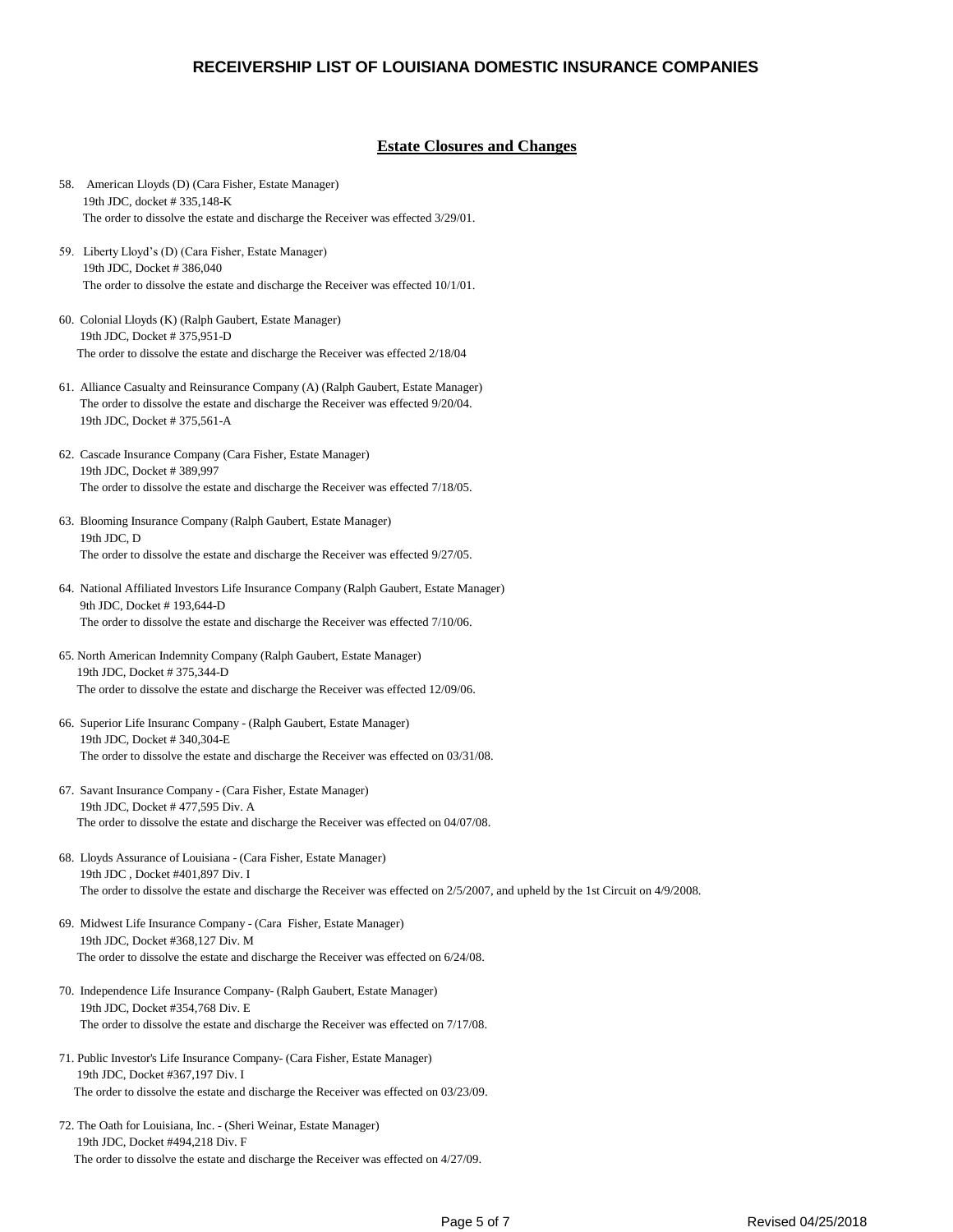# RECEIVERSHIP LIST OF LOUISIANA DOMESTIC INSURANCE COMPANIES

## Estate Closures and Changes

58. American Lloyds (D) (Cara Fisher, Estate Manager)
    19th JDC, docket # 335,148-K
    The order to dissolve the estate and discharge the Receiver was effected 3/29/01.

59. Liberty Lloyd's (D) (Cara Fisher, Estate Manager)
    19th JDC, Docket # 386,040
    The order to dissolve the estate and discharge the Receiver was effected 10/1/01.

60. Colonial Lloyds (K) (Ralph Gaubert, Estate Manager)
    19th JDC, Docket # 375,951-D
    The order to dissolve the estate and discharge the Receiver was effected 2/18/04

61. Alliance Casualty and Reinsurance Company (A) (Ralph Gaubert, Estate Manager)
    The order to dissolve the estate and discharge the Receiver was effected 9/20/04.
    19th JDC, Docket # 375,561-A

62. Cascade Insurance Company (Cara Fisher, Estate Manager)
    19th JDC, Docket # 389,997
    The order to dissolve the estate and discharge the Receiver was effected 7/18/05.

63. Blooming Insurance Company (Ralph Gaubert, Estate Manager)
    19th JDC, D
    The order to dissolve the estate and discharge the Receiver was effected 9/27/05.

64. National Affiliated Investors Life Insurance Company (Ralph Gaubert, Estate Manager)
    9th JDC, Docket # 193,644-D
    The order to dissolve the estate and discharge the Receiver was effected 7/10/06.

65. North American Indemnity Company (Ralph Gaubert, Estate Manager)
    19th JDC, Docket # 375,344-D
    The order to dissolve the estate and discharge the Receiver was effected 12/09/06.

66. Superior Life Insuranc Company - (Ralph Gaubert, Estate Manager)
    19th JDC, Docket # 340,304-E
    The order to dissolve the estate and discharge the Receiver was effected on 03/31/08.

67. Savant Insurance Company - (Cara Fisher, Estate Manager)
    19th JDC, Docket # 477,595 Div. A
    The order to dissolve the estate and discharge the Receiver was effected on 04/07/08.

68. Lloyds Assurance of Louisiana - (Cara Fisher, Estate Manager)
    19th JDC , Docket #401,897 Div. I
    The order to dissolve the estate and discharge the Receiver was effected on 2/5/2007, and upheld by the 1st Circuit on 4/9/2008.

69. Midwest Life Insurance Company - (Cara Fisher, Estate Manager)
    19th JDC, Docket #368,127 Div. M
    The order to dissolve the estate and discharge the Receiver was effected on 6/24/08.

70. Independence Life Insurance Company- (Ralph Gaubert, Estate Manager)
    19th JDC, Docket #354,768 Div. E
    The order to dissolve the estate and discharge the Receiver was effected on 7/17/08.

71. Public Investor's Life Insurance Company- (Cara Fisher, Estate Manager)
    19th JDC, Docket #367,197 Div. I
    The order to dissolve the estate and discharge the Receiver was effected on 03/23/09.

72. The Oath for Louisiana, Inc. - (Sheri Weinar, Estate Manager)
    19th JDC, Docket #494,218 Div. F
    The order to dissolve the estate and discharge the Receiver was effected on 4/27/09.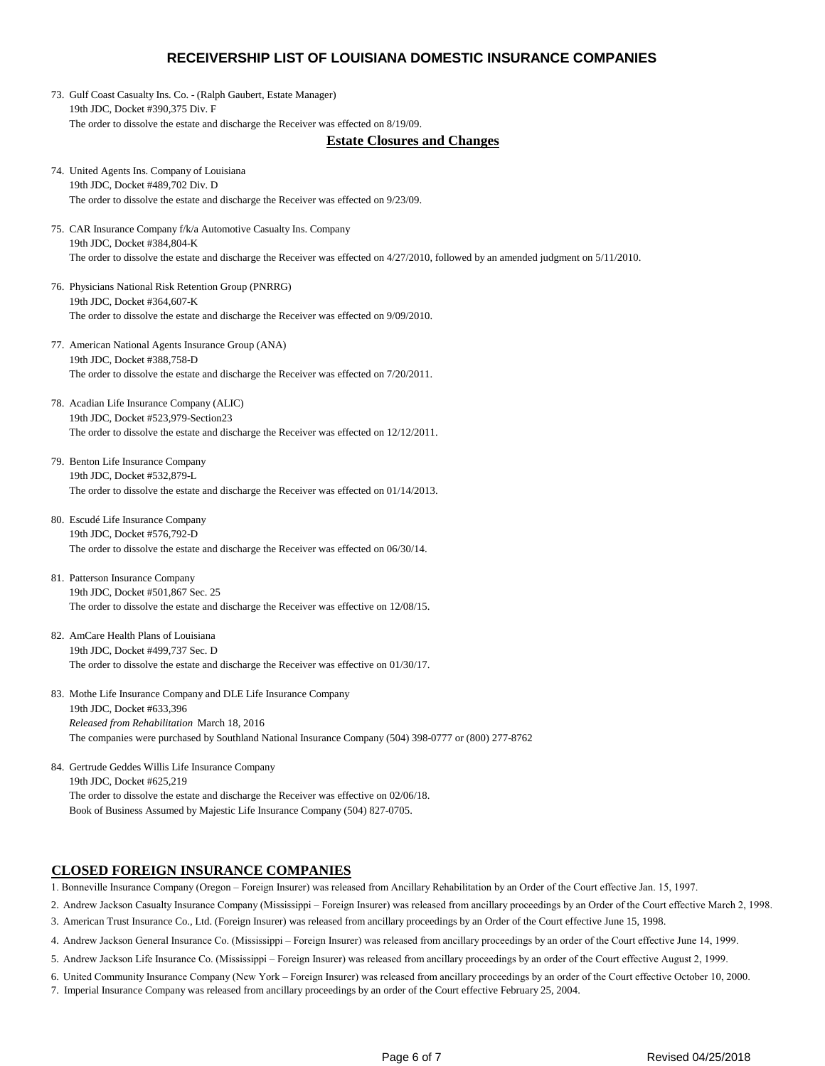# RECEIVERSHIP LIST OF LOUISIANA DOMESTIC INSURANCE COMPANIES

73. Gulf Coast Casualty Ins. Co. - (Ralph Gaubert, Estate Manager)
    19th JDC, Docket #390,375 Div. F
    The order to dissolve the estate and discharge the Receiver was effected on 8/19/09.

## Estate Closures and Changes

74. United Agents Ins. Company of Louisiana
    19th JDC, Docket #489,702 Div. D
    The order to dissolve the estate and discharge the Receiver was effected on 9/23/09.

75. CAR Insurance Company f/k/a Automotive Casualty Ins. Company
    19th JDC, Docket #384,804-K
    The order to dissolve the estate and discharge the Receiver was effected on 4/27/2010, followed by an amended judgment on 5/11/2010.

76. Physicians National Risk Retention Group (PNRRG)
    19th JDC, Docket #364,607-K
    The order to dissolve the estate and discharge the Receiver was effected on 9/09/2010.

77. American National Agents Insurance Group (ANA)
    19th JDC, Docket #388,758-D
    The order to dissolve the estate and discharge the Receiver was effected on 7/20/2011.

78. Acadian Life Insurance Company (ALIC)
    19th JDC, Docket #523,979-Section23
    The order to dissolve the estate and discharge the Receiver was effected on 12/12/2011.

79. Benton Life Insurance Company
    19th JDC, Docket #532,879-L
    The order to dissolve the estate and discharge the Receiver was effected on 01/14/2013.

80. Escudé Life Insurance Company
    19th JDC, Docket #576,792-D
    The order to dissolve the estate and discharge the Receiver was effected on 06/30/14.

81. Patterson Insurance Company
    19th JDC, Docket #501,867 Sec. 25
    The order to dissolve the estate and discharge the Receiver was effective on 12/08/15.

82. AmCare Health Plans of Louisiana
    19th JDC, Docket #499,737 Sec. D
    The order to dissolve the estate and discharge the Receiver was effective on 01/30/17.

83. Mothe Life Insurance Company and DLE Life Insurance Company
    19th JDC, Docket #633,396
    *Released from Rehabilitation* March 18, 2016
    The companies were purchased by Southland National Insurance Company (504) 398-0777 or (800) 277-8762

84. Gertrude Geddes Willis Life Insurance Company
    19th JDC, Docket #625,219
    The order to dissolve the estate and discharge the Receiver was effective on 02/06/18.
    Book of Business Assumed by Majestic Life Insurance Company (504) 827-0705.

## CLOSED FOREIGN INSURANCE COMPANIES

1. Bonneville Insurance Company (Oregon – Foreign Insurer) was released from Ancillary Rehabilitation by an Order of the Court effective Jan. 15, 1997.
2. Andrew Jackson Casualty Insurance Company (Mississippi – Foreign Insurer) was released from ancillary proceedings by an Order of the Court effective March 2, 1998.
3. American Trust Insurance Co., Ltd. (Foreign Insurer) was released from ancillary proceedings by an Order of the Court effective June 15, 1998.
4. Andrew Jackson General Insurance Co. (Mississippi – Foreign Insurer) was released from ancillary proceedings by an order of the Court effective June 14, 1999.
5. Andrew Jackson Life Insurance Co. (Mississippi – Foreign Insurer) was released from ancillary proceedings by an order of the Court effective August 2, 1999.
6. United Community Insurance Company (New York – Foreign Insurer) was released from ancillary proceedings by an order of the Court effective October 10, 2000.
7. Imperial Insurance Company was released from ancillary proceedings by an order of the Court effective February 25, 2004.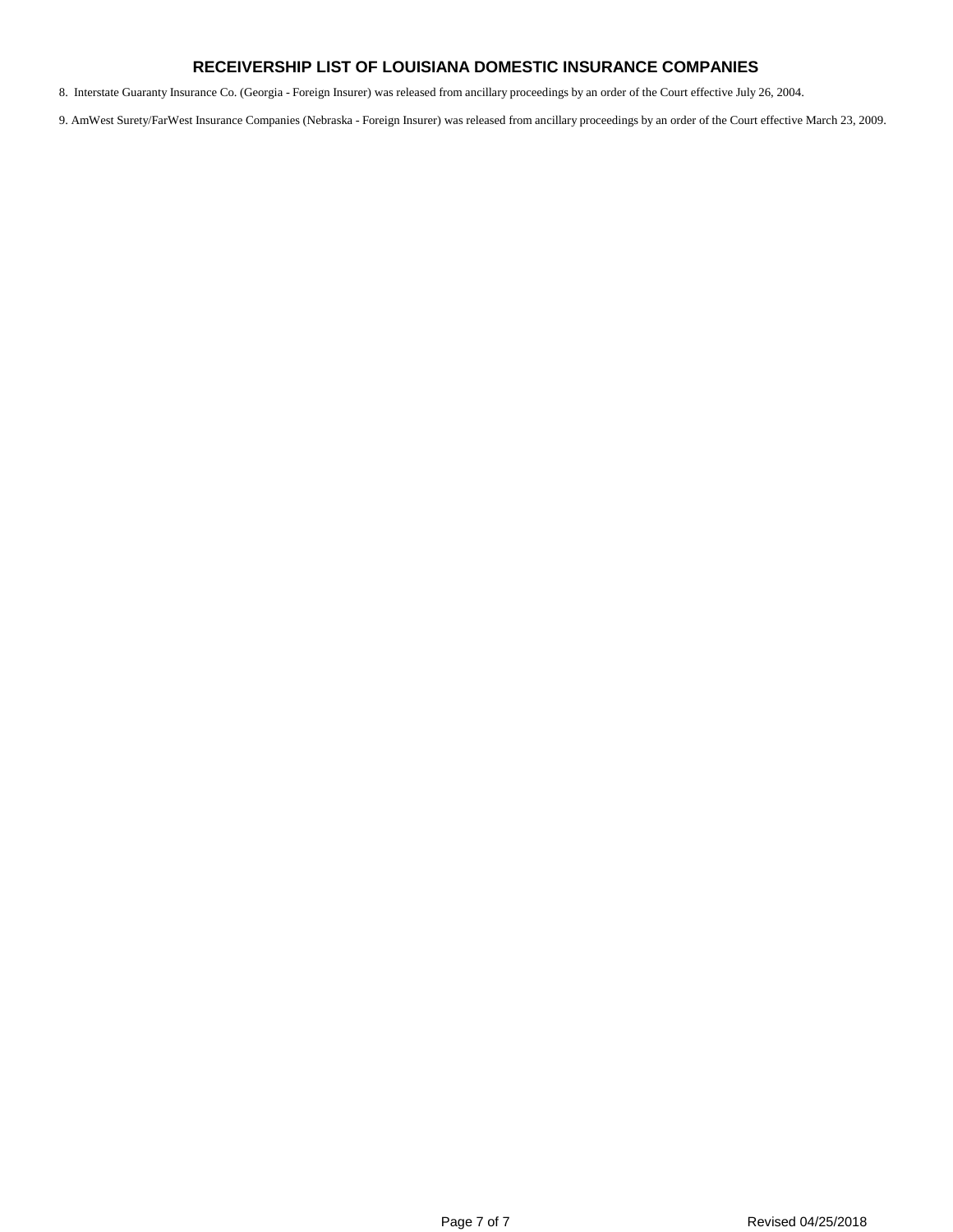# RECEIVERSHIP LIST OF LOUISIANA DOMESTIC INSURANCE COMPANIES

8. Interstate Guaranty Insurance Co. (Georgia - Foreign Insurer) was released from ancillary proceedings by an order of the Court effective July 26, 2004.

9. AmWest Surety/FarWest Insurance Companies (Nebraska - Foreign Insurer) was released from ancillary proceedings by an order of the Court effective March 23, 2009.